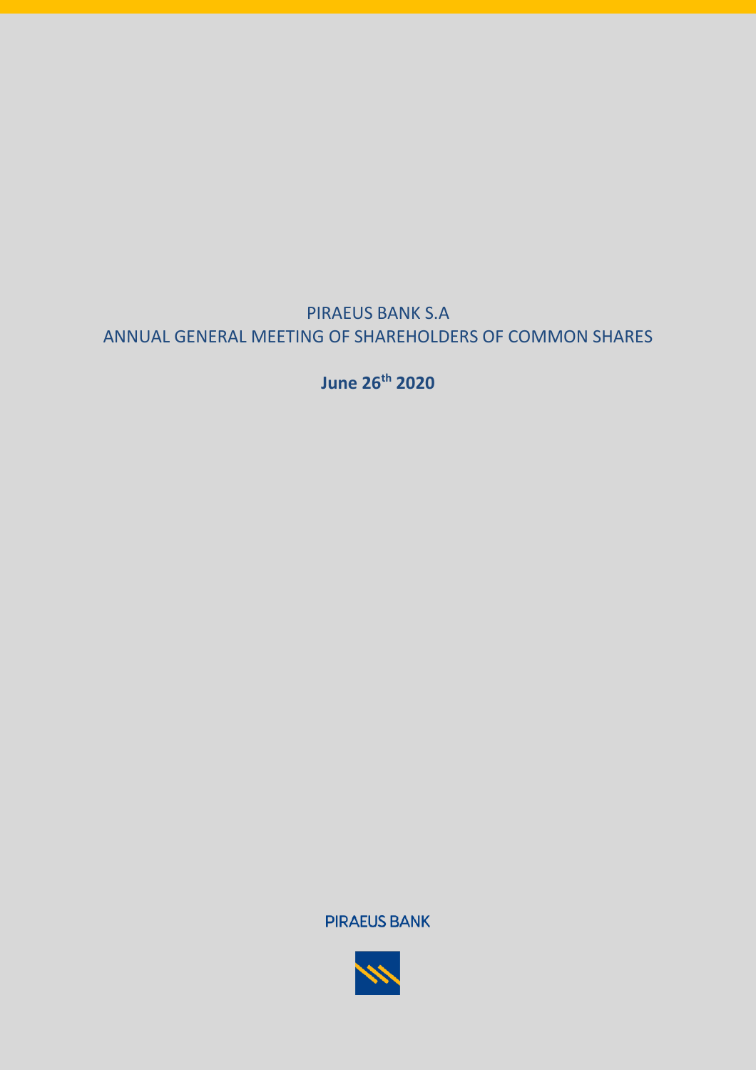PIRAEUS BANK S.A

ANNUAL GENERAL MEETING OF SHAREHOLDERS OF COMMON SHARES

**June 26th 2020**

PIRAEUS BANK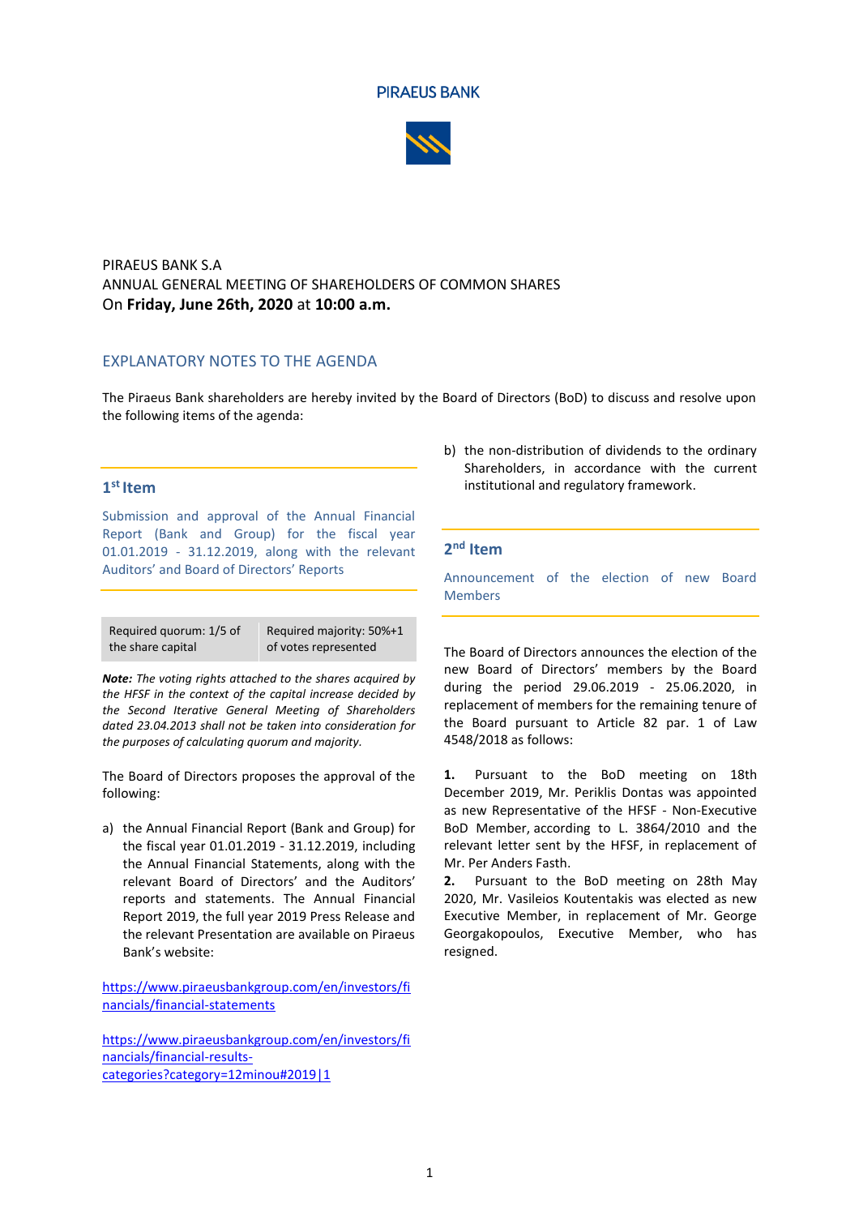PIRAEUS BANK

PIRAEUS BANK S.A
ANNUAL GENERAL MEETING OF SHAREHOLDERS OF COMMON SHARES
On **Friday, June 26th, 2020** at **10:00 a.m.**

## EXPLANATORY NOTES TO THE AGENDA

The Piraeus Bank shareholders are hereby invited by the Board of Directors (BoD) to discuss and resolve upon the following items of the agenda:

### 1st Item

Submission and approval of the Annual Financial Report (Bank and Group) for the fiscal year 01.01.2019 - 31.12.2019, along with the relevant Auditors' and Board of Directors' Reports

| Required quorum: 1/5 of the share capital | Required majority: 50%+1 of votes represented |
|---|---|

***Note:*** *The voting rights attached to the shares acquired by the HFSF in the context of the capital increase decided by the Second Iterative General Meeting of Shareholders dated 23.04.2013 shall not be taken into consideration for the purposes of calculating quorum and majority.*

The Board of Directors proposes the approval of the following:

a) the Annual Financial Report (Bank and Group) for the fiscal year 01.01.2019 - 31.12.2019, including the Annual Financial Statements, along with the relevant Board of Directors' and the Auditors' reports and statements. The Annual Financial Report 2019, the full year 2019 Press Release and the relevant Presentation are available on Piraeus Bank's website:

https://www.piraeusbankgroup.com/en/investors/financials/financial-statements

https://www.piraeusbankgroup.com/en/investors/financials/financial-results-categories?category=12minou#2019|1

b) the non-distribution of dividends to the ordinary Shareholders, in accordance with the current institutional and regulatory framework.

### 2nd Item

Announcement of the election of new Board Members

The Board of Directors announces the election of the new Board of Directors' members by the Board during the period 29.06.2019 - 25.06.2020, in replacement of members for the remaining tenure of the Board pursuant to Article 82 par. 1 of Law 4548/2018 as follows:

**1.** Pursuant to the BoD meeting on 18th December 2019, Mr. Periklis Dontas was appointed as new Representative of the HFSF - Non-Executive BoD Member, according to L. 3864/2010 and the relevant letter sent by the HFSF, in replacement of Mr. Per Anders Fasth.

**2.** Pursuant to the BoD meeting on 28th May 2020, Mr. Vasileios Koutentakis was elected as new Executive Member, in replacement of Mr. George Georgakopoulos, Executive Member, who has resigned.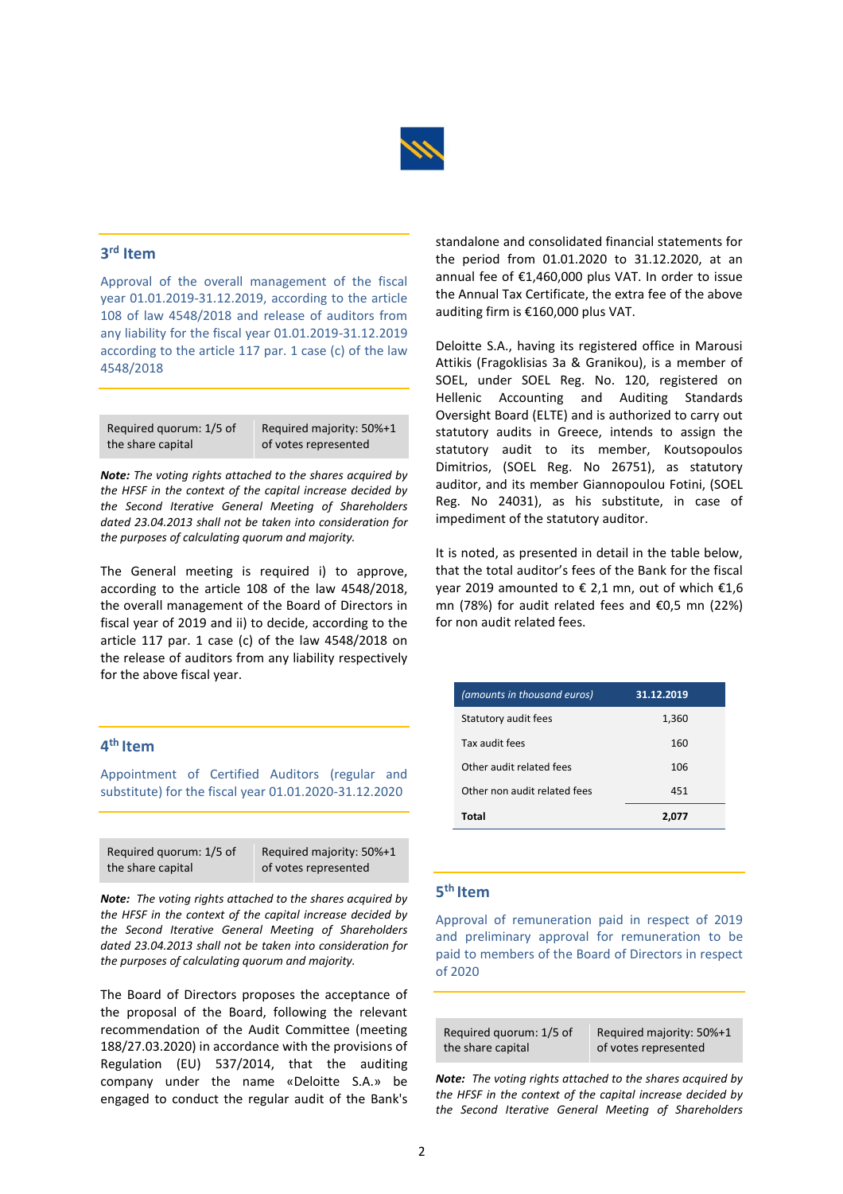## 3rd Item

Approval of the overall management of the fiscal year 01.01.2019-31.12.2019, according to the article 108 of law 4548/2018 and release of auditors from any liability for the fiscal year 01.01.2019-31.12.2019 according to the article 117 par. 1 case (c) of the law 4548/2018

| Required quorum: 1/5 of the share capital | Required majority: 50%+1 of votes represented |
|---|---|

***Note:*** *The voting rights attached to the shares acquired by the HFSF in the context of the capital increase decided by the Second Iterative General Meeting of Shareholders dated 23.04.2013 shall not be taken into consideration for the purposes of calculating quorum and majority.*

The General meeting is required i) to approve, according to the article 108 of the law 4548/2018, the overall management of the Board of Directors in fiscal year of 2019 and ii) to decide, according to the article 117 par. 1 case (c) of the law 4548/2018 on the release of auditors from any liability respectively for the above fiscal year.

## 4th Item

Appointment of Certified Auditors (regular and substitute) for the fiscal year 01.01.2020-31.12.2020

| Required quorum: 1/5 of the share capital | Required majority: 50%+1 of votes represented |
|---|---|

***Note:*** *The voting rights attached to the shares acquired by the HFSF in the context of the capital increase decided by the Second Iterative General Meeting of Shareholders dated 23.04.2013 shall not be taken into consideration for the purposes of calculating quorum and majority.*

The Board of Directors proposes the acceptance of the proposal of the Board, following the relevant recommendation of the Audit Committee (meeting 188/27.03.2020) in accordance with the provisions of Regulation (EU) 537/2014, that the auditing company under the name «Deloitte S.A.» be engaged to conduct the regular audit of the Bank's standalone and consolidated financial statements for the period from 01.01.2020 to 31.12.2020, at an annual fee of €1,460,000 plus VAT. In order to issue the Annual Tax Certificate, the extra fee of the above auditing firm is €160,000 plus VAT.

Deloitte S.A., having its registered office in Marousi Attikis (Fragoklisias 3a & Granikou), is a member of SOEL, under SOEL Reg. No. 120, registered on Hellenic Accounting and Auditing Standards Oversight Board (ELTE) and is authorized to carry out statutory audits in Greece, intends to assign the statutory audit to its member, Koutsopoulos Dimitrios, (SOEL Reg. No 26751), as statutory auditor, and its member Giannopoulou Fotini, (SOEL Reg. No 24031), as his substitute, in case of impediment of the statutory auditor.

It is noted, as presented in detail in the table below, that the total auditor's fees of the Bank for the fiscal year 2019 amounted to € 2,1 mn, out of which €1,6 mn (78%) for audit related fees and €0,5 mn (22%) for non audit related fees.

| *(amounts in thousand euros)* | **31.12.2019** |
|---|---|
| Statutory audit fees | 1,360 |
| Tax audit fees | 160 |
| Other audit related fees | 106 |
| Other non audit related fees | 451 |
| **Total** | **2,077** |

## 5th Item

Approval of remuneration paid in respect of 2019 and preliminary approval for remuneration to be paid to members of the Board of Directors in respect of 2020

| Required quorum: 1/5 of the share capital | Required majority: 50%+1 of votes represented |
|---|---|

***Note:*** *The voting rights attached to the shares acquired by the HFSF in the context of the capital increase decided by the Second Iterative General Meeting of Shareholders*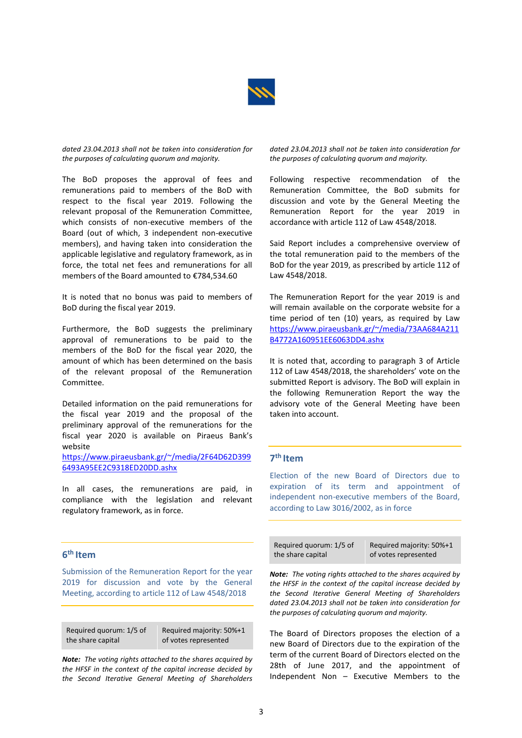*dated 23.04.2013 shall not be taken into consideration for the purposes of calculating quorum and majority.*

The BoD proposes the approval of fees and remunerations paid to members of the BoD with respect to the fiscal year 2019. Following the relevant proposal of the Remuneration Committee, which consists of non-executive members of the Board (out of which, 3 independent non-executive members), and having taken into consideration the applicable legislative and regulatory framework, as in force, the total net fees and remunerations for all members of the Board amounted to €784,534.60

It is noted that no bonus was paid to members of BoD during the fiscal year 2019.

Furthermore, the BoD suggests the preliminary approval of remunerations to be paid to the members of the BoD for the fiscal year 2020, the amount of which has been determined on the basis of the relevant proposal of the Remuneration Committee.

Detailed information on the paid remunerations for the fiscal year 2019 and the proposal of the preliminary approval of the remunerations for the fiscal year 2020 is available on Piraeus Bank's website https://www.piraeusbank.gr/~/media/2F64D62D3996493A95EE2C9318ED20DD.ashx

In all cases, the remunerations are paid, in compliance with the legislation and relevant regulatory framework, as in force.

## 6th Item

Submission of the Remuneration Report for the year 2019 for discussion and vote by the General Meeting, according to article 112 of Law 4548/2018

| Required quorum: 1/5 of the share capital | Required majority: 50%+1 of votes represented |
|---|---|

***Note:** The voting rights attached to the shares acquired by the HFSF in the context of the capital increase decided by the Second Iterative General Meeting of Shareholders dated 23.04.2013 shall not be taken into consideration for the purposes of calculating quorum and majority.*

Following respective recommendation of the Remuneration Committee, the BoD submits for discussion and vote by the General Meeting the Remuneration Report for the year 2019 in accordance with article 112 of Law 4548/2018.

Said Report includes a comprehensive overview of the total remuneration paid to the members of the BoD for the year 2019, as prescribed by article 112 of Law 4548/2018.

The Remuneration Report for the year 2019 is and will remain available on the corporate website for a time period of ten (10) years, as required by Law https://www.piraeusbank.gr/~/media/73AA684A211B4772A160951EE6063DD4.ashx

It is noted that, according to paragraph 3 of Article 112 of Law 4548/2018, the shareholders' vote on the submitted Report is advisory. The BoD will explain in the following Remuneration Report the way the advisory vote of the General Meeting have been taken into account.

## 7th Item

Election of the new Board of Directors due to expiration of its term and appointment of independent non-executive members of the Board, according to Law 3016/2002, as in force

| Required quorum: 1/5 of the share capital | Required majority: 50%+1 of votes represented |
|---|---|

***Note:** The voting rights attached to the shares acquired by the HFSF in the context of the capital increase decided by the Second Iterative General Meeting of Shareholders dated 23.04.2013 shall not be taken into consideration for the purposes of calculating quorum and majority.*

The Board of Directors proposes the election of a new Board of Directors due to the expiration of the term of the current Board of Directors elected on the 28th of June 2017, and the appointment of Independent Non – Executive Members to the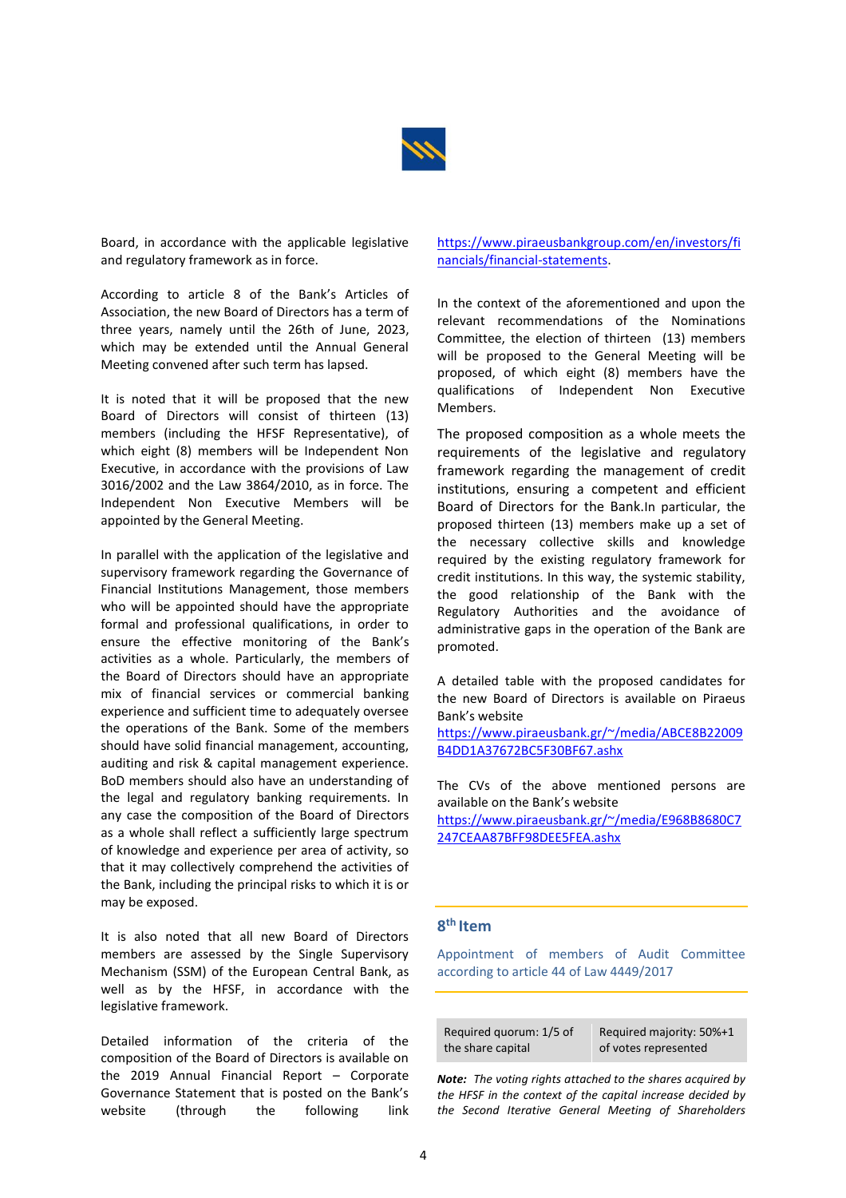Board, in accordance with the applicable legislative and regulatory framework as in force.

According to article 8 of the Bank's Articles of Association, the new Board of Directors has a term of three years, namely until the 26th of June, 2023, which may be extended until the Annual General Meeting convened after such term has lapsed.

It is noted that it will be proposed that the new Board of Directors will consist of thirteen (13) members (including the HFSF Representative), of which eight (8) members will be Independent Non Executive, in accordance with the provisions of Law 3016/2002 and the Law 3864/2010, as in force. The Independent Non Executive Members will be appointed by the General Meeting.

In parallel with the application of the legislative and supervisory framework regarding the Governance of Financial Institutions Management, those members who will be appointed should have the appropriate formal and professional qualifications, in order to ensure the effective monitoring of the Bank's activities as a whole. Particularly, the members of the Board of Directors should have an appropriate mix of financial services or commercial banking experience and sufficient time to adequately oversee the operations of the Bank. Some of the members should have solid financial management, accounting, auditing and risk & capital management experience. BoD members should also have an understanding of the legal and regulatory banking requirements. In any case the composition of the Board of Directors as a whole shall reflect a sufficiently large spectrum of knowledge and experience per area of activity, so that it may collectively comprehend the activities of the Bank, including the principal risks to which it is or may be exposed.

It is also noted that all new Board of Directors members are assessed by the Single Supervisory Mechanism (SSM) of the European Central Bank, as well as by the HFSF, in accordance with the legislative framework.

Detailed information of the criteria of the composition of the Board of Directors is available on the 2019 Annual Financial Report – Corporate Governance Statement that is posted on the Bank's website (through the following link https://www.piraeusbankgroup.com/en/investors/financials/financial-statements.

In the context of the aforementioned and upon the relevant recommendations of the Nominations Committee, the election of thirteen (13) members will be proposed to the General Meeting will be proposed, of which eight (8) members have the qualifications of Independent Non Executive Members.

The proposed composition as a whole meets the requirements of the legislative and regulatory framework regarding the management of credit institutions, ensuring a competent and efficient Board of Directors for the Bank.In particular, the proposed thirteen (13) members make up a set of the necessary collective skills and knowledge required by the existing regulatory framework for credit institutions. In this way, the systemic stability, the good relationship of the Bank with the Regulatory Authorities and the avoidance of administrative gaps in the operation of the Bank are promoted.

A detailed table with the proposed candidates for the new Board of Directors is available on Piraeus Bank's website https://www.piraeusbank.gr/~/media/ABCE8B22009B4DD1A37672BC5F30BF67.ashx

The CVs of the above mentioned persons are available on the Bank's website https://www.piraeusbank.gr/~/media/E968B8680C7247CEAA87BFF98DEE5FEA.ashx

## 8th Item

Appointment of members of Audit Committee according to article 44 of Law 4449/2017

| Required quorum: 1/5 of the share capital | Required majority: 50%+1 of votes represented |
|---|---|

***Note:*** *The voting rights attached to the shares acquired by the HFSF in the context of the capital increase decided by the Second Iterative General Meeting of Shareholders*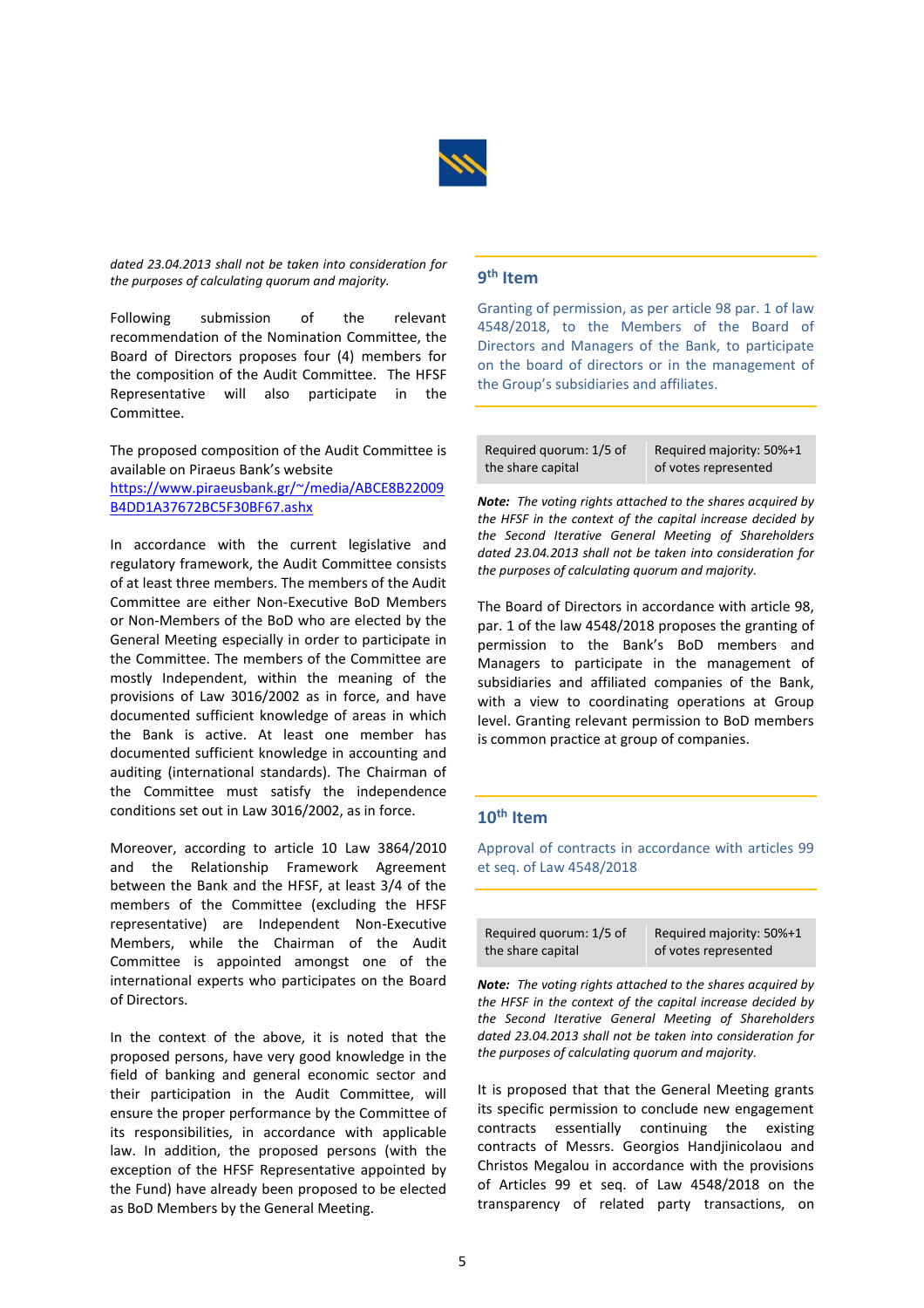*dated 23.04.2013 shall not be taken into consideration for the purposes of calculating quorum and majority.*

Following submission of the relevant recommendation of the Nomination Committee, the Board of Directors proposes four (4) members for the composition of the Audit Committee. The HFSF Representative will also participate in the Committee.

The proposed composition of the Audit Committee is available on Piraeus Bank's website https://www.piraeusbank.gr/~/media/ABCE8B22009B4DD1A37672BC5F30BF67.ashx

In accordance with the current legislative and regulatory framework, the Audit Committee consists of at least three members. The members of the Audit Committee are either Non-Executive BoD Members or Non-Members of the BoD who are elected by the General Meeting especially in order to participate in the Committee. The members of the Committee are mostly Independent, within the meaning of the provisions of Law 3016/2002 as in force, and have documented sufficient knowledge of areas in which the Bank is active. At least one member has documented sufficient knowledge in accounting and auditing (international standards). The Chairman of the Committee must satisfy the independence conditions set out in Law 3016/2002, as in force.

Moreover, according to article 10 Law 3864/2010 and the Relationship Framework Agreement between the Bank and the HFSF, at least 3/4 of the members of the Committee (excluding the HFSF representative) are Independent Non-Executive Members, while the Chairman of the Audit Committee is appointed amongst one of the international experts who participates on the Board of Directors.

In the context of the above, it is noted that the proposed persons, have very good knowledge in the field of banking and general economic sector and their participation in the Audit Committee, will ensure the proper performance by the Committee of its responsibilities, in accordance with applicable law. In addition, the proposed persons (with the exception of the HFSF Representative appointed by the Fund) have already been proposed to be elected as BoD Members by the General Meeting.

## 9th Item

Granting of permission, as per article 98 par. 1 of law 4548/2018, to the Members of the Board of Directors and Managers of the Bank, to participate on the board of directors or in the management of the Group's subsidiaries and affiliates.

| Required quorum: 1/5 of the share capital | Required majority: 50%+1 of votes represented |
|---|---|

***Note:*** *The voting rights attached to the shares acquired by the HFSF in the context of the capital increase decided by the Second Iterative General Meeting of Shareholders dated 23.04.2013 shall not be taken into consideration for the purposes of calculating quorum and majority.*

The Board of Directors in accordance with article 98, par. 1 of the law 4548/2018 proposes the granting of permission to the Bank's BoD members and Managers to participate in the management of subsidiaries and affiliated companies of the Bank, with a view to coordinating operations at Group level. Granting relevant permission to BoD members is common practice at group of companies.

## 10th Item

Approval of contracts in accordance with articles 99 et seq. of Law 4548/2018

| Required quorum: 1/5 of the share capital | Required majority: 50%+1 of votes represented |
|---|---|

***Note:*** *The voting rights attached to the shares acquired by the HFSF in the context of the capital increase decided by the Second Iterative General Meeting of Shareholders dated 23.04.2013 shall not be taken into consideration for the purposes of calculating quorum and majority.*

It is proposed that that the General Meeting grants its specific permission to conclude new engagement contracts essentially continuing the existing contracts of Messrs. Georgios Handjinicolaou and Christos Megalou in accordance with the provisions of Articles 99 et seq. of Law 4548/2018 on the transparency of related party transactions, on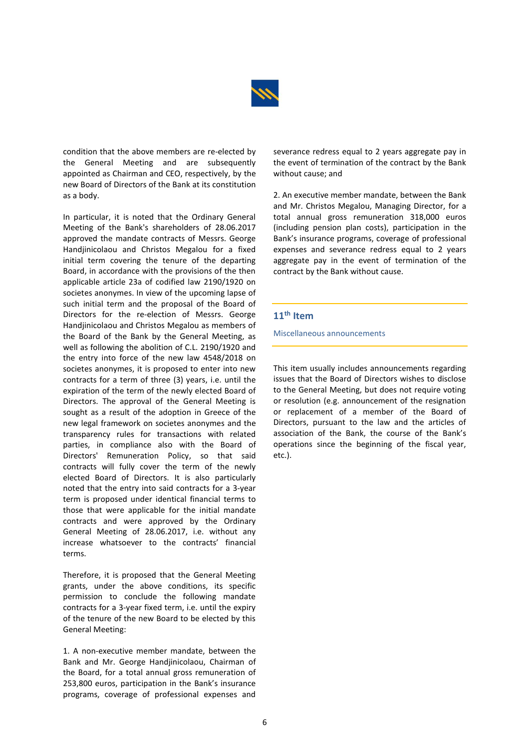condition that the above members are re-elected by the General Meeting and are subsequently appointed as Chairman and CEO, respectively, by the new Board of Directors of the Bank at its constitution as a body.

In particular, it is noted that the Ordinary General Meeting of the Bank's shareholders of 28.06.2017 approved the mandate contracts of Messrs. George Handjinicolaou and Christos Megalou for a fixed initial term covering the tenure of the departing Board, in accordance with the provisions of the then applicable article 23a of codified law 2190/1920 on societes anonymes. In view of the upcoming lapse of such initial term and the proposal of the Board of Directors for the re-election of Messrs. George Handjinicolaou and Christos Megalou as members of the Board of the Bank by the General Meeting, as well as following the abolition of C.L. 2190/1920 and the entry into force of the new law 4548/2018 on societes anonymes, it is proposed to enter into new contracts for a term of three (3) years, i.e. until the expiration of the term of the newly elected Board of Directors. The approval of the General Meeting is sought as a result of the adoption in Greece of the new legal framework on societes anonymes and the transparency rules for transactions with related parties, in compliance also with the Board of Directors' Remuneration Policy, so that said contracts will fully cover the term of the newly elected Board of Directors. It is also particularly noted that the entry into said contracts for a 3-year term is proposed under identical financial terms to those that were applicable for the initial mandate contracts and were approved by the Ordinary General Meeting of 28.06.2017, i.e. without any increase whatsoever to the contracts' financial terms.

Therefore, it is proposed that the General Meeting grants, under the above conditions, its specific permission to conclude the following mandate contracts for a 3-year fixed term, i.e. until the expiry of the tenure of the new Board to be elected by this General Meeting:

1. A non-executive member mandate, between the Bank and Mr. George Handjinicolaou, Chairman of the Board, for a total annual gross remuneration of 253,800 euros, participation in the Bank's insurance programs, coverage of professional expenses and severance redress equal to 2 years aggregate pay in the event of termination of the contract by the Bank without cause; and

2. An executive member mandate, between the Bank and Mr. Christos Megalou, Managing Director, for a total annual gross remuneration 318,000 euros (including pension plan costs), participation in the Bank's insurance programs, coverage of professional expenses and severance redress equal to 2 years aggregate pay in the event of termination of the contract by the Bank without cause.

## 11th Item

Miscellaneous announcements

This item usually includes announcements regarding issues that the Board of Directors wishes to disclose to the General Meeting, but does not require voting or resolution (e.g. announcement of the resignation or replacement of a member of the Board of Directors, pursuant to the law and the articles of association of the Bank, the course of the Bank's operations since the beginning of the fiscal year, etc.).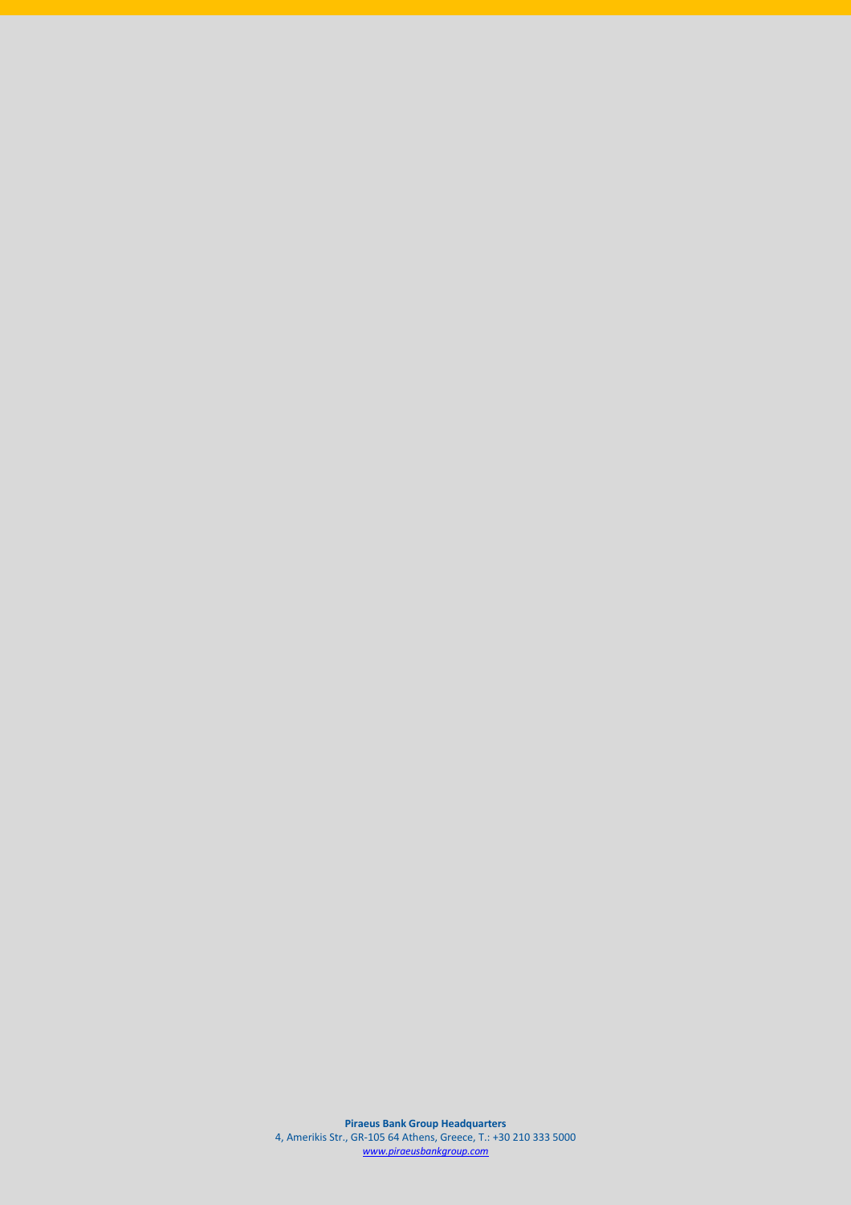**Piraeus Bank Group Headquarters**
4, Amerikis Str., GR-105 64 Athens, Greece, T.: +30 210 333 5000
*www.piraeusbankgroup.com*